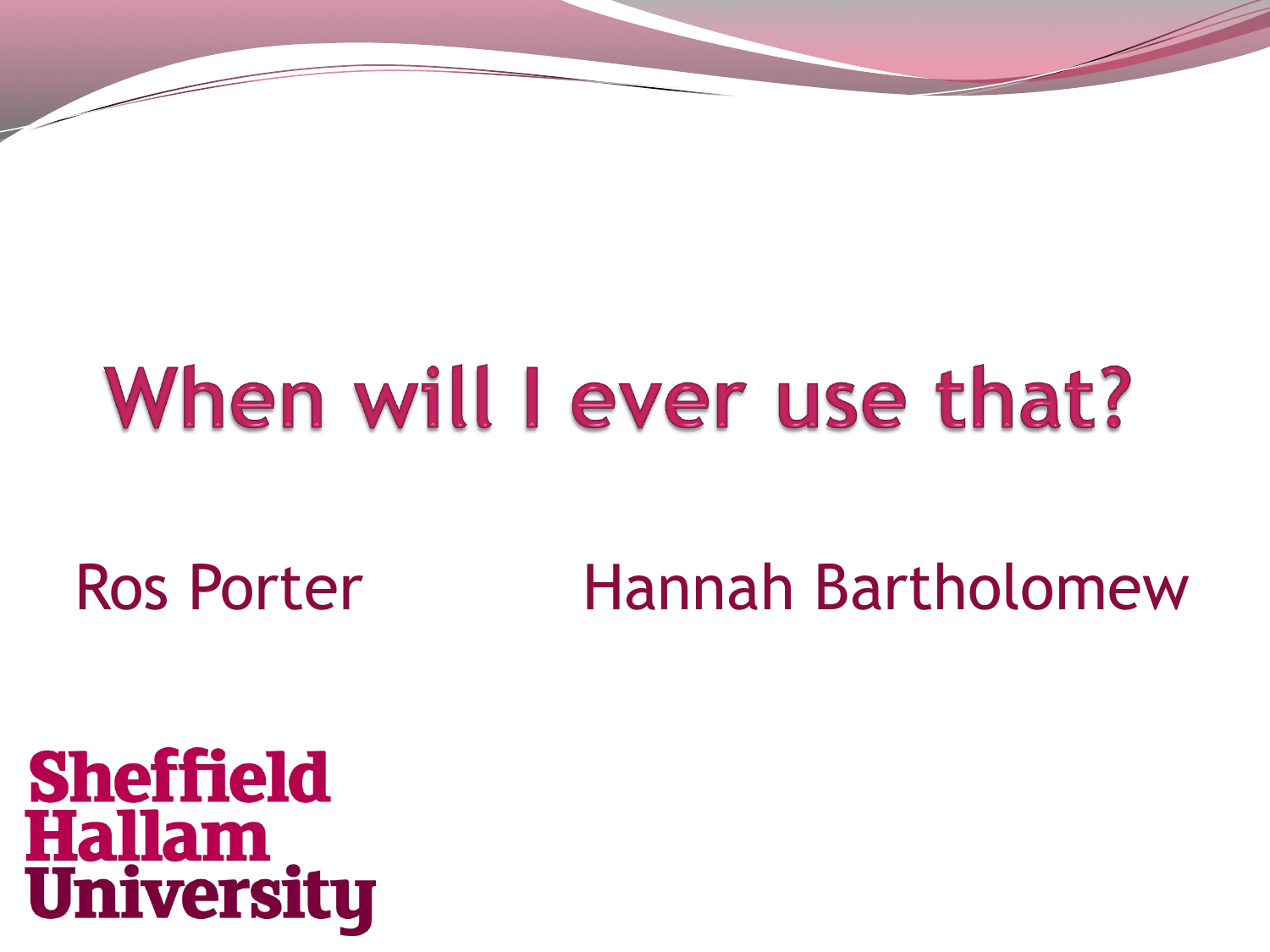# When will I ever use that?

Ros Porter

Hannah Bartholomew

Sheffield Hallam University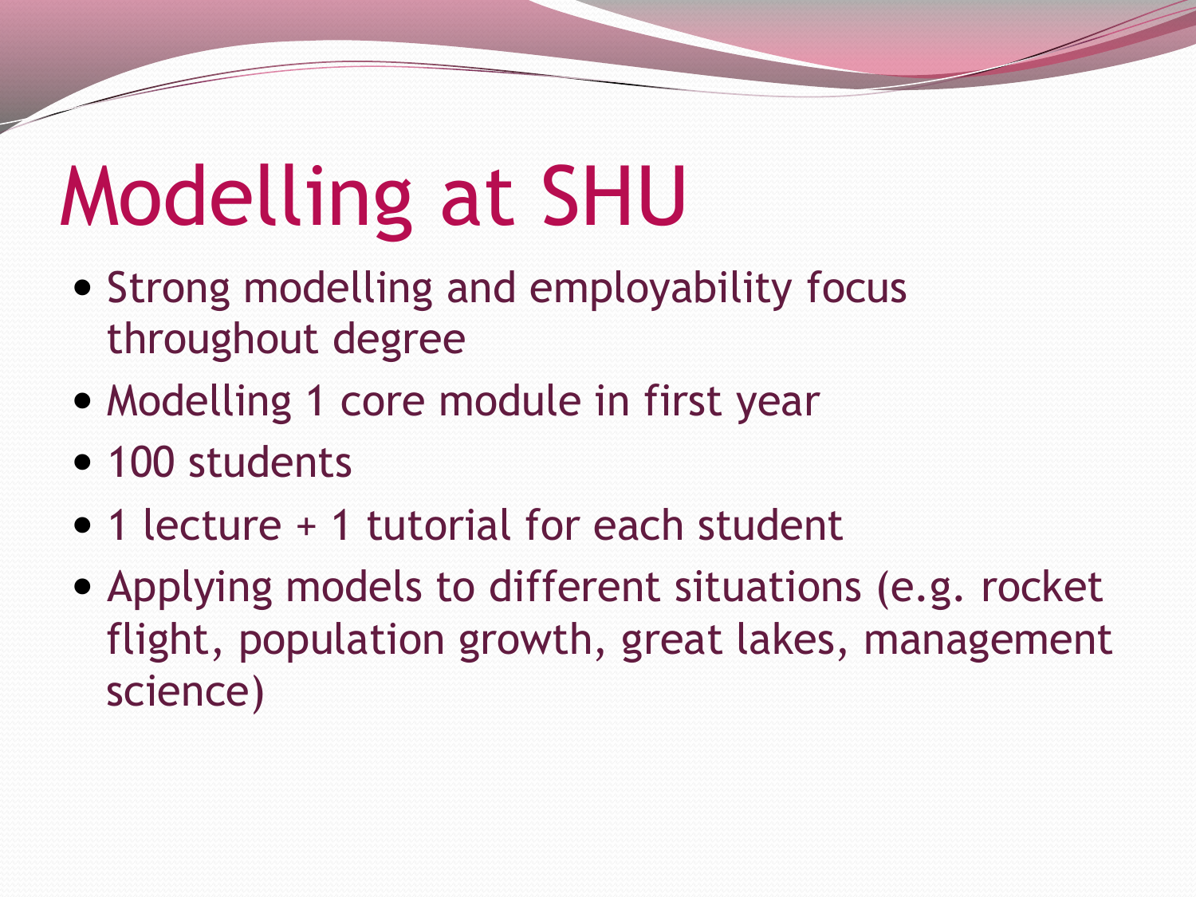# Modelling at SHU

- Strong modelling and employability focus throughout degree
- Modelling 1 core module in first year
- 100 students
- 1 lecture + 1 tutorial for each student
- Applying models to different situations (e.g. rocket flight, population growth, great lakes, management science)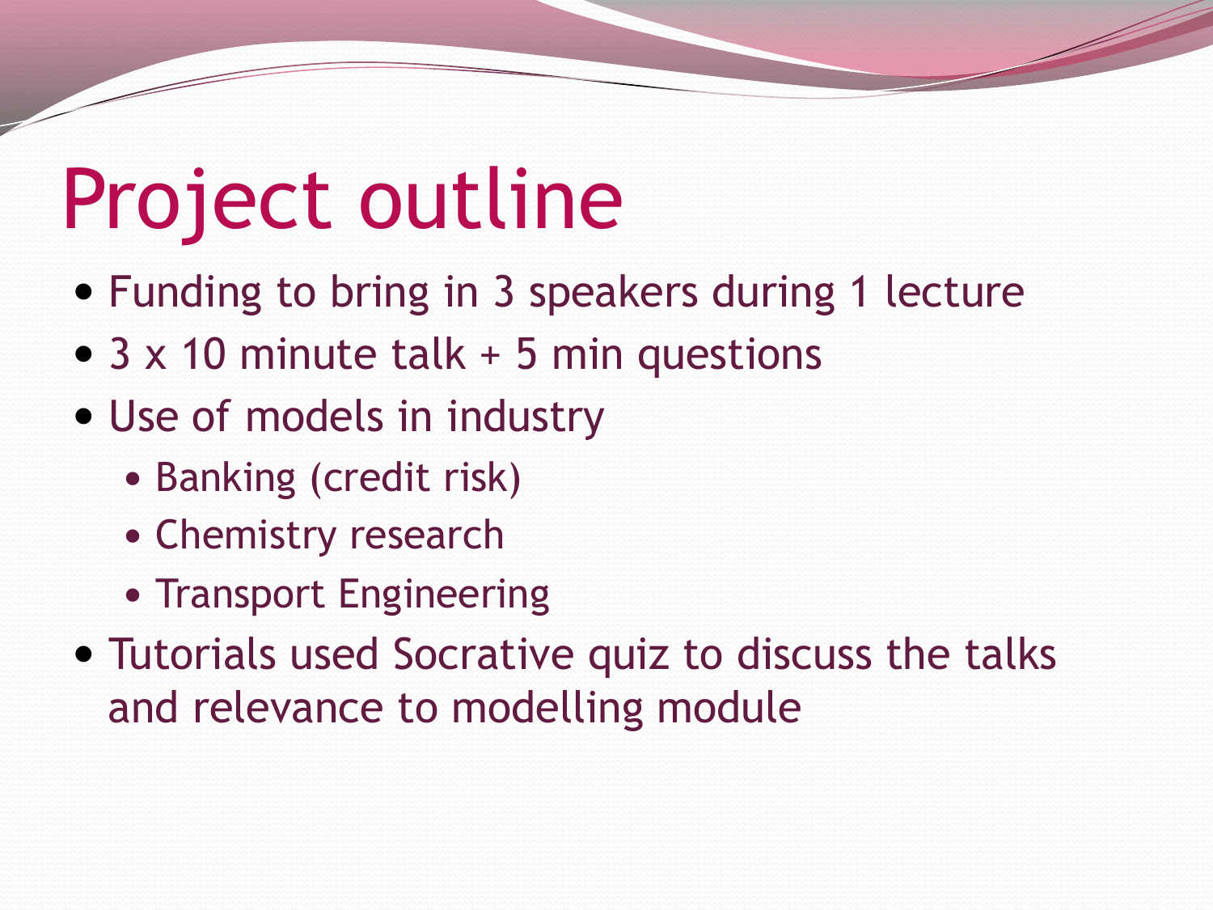# Project outline

- Funding to bring in 3 speakers during 1 lecture
- 3 x 10 minute talk + 5 min questions
- Use of models in industry
  - Banking (credit risk)
  - Chemistry research
  - Transport Engineering
- Tutorials used Socrative quiz to discuss the talks and relevance to modelling module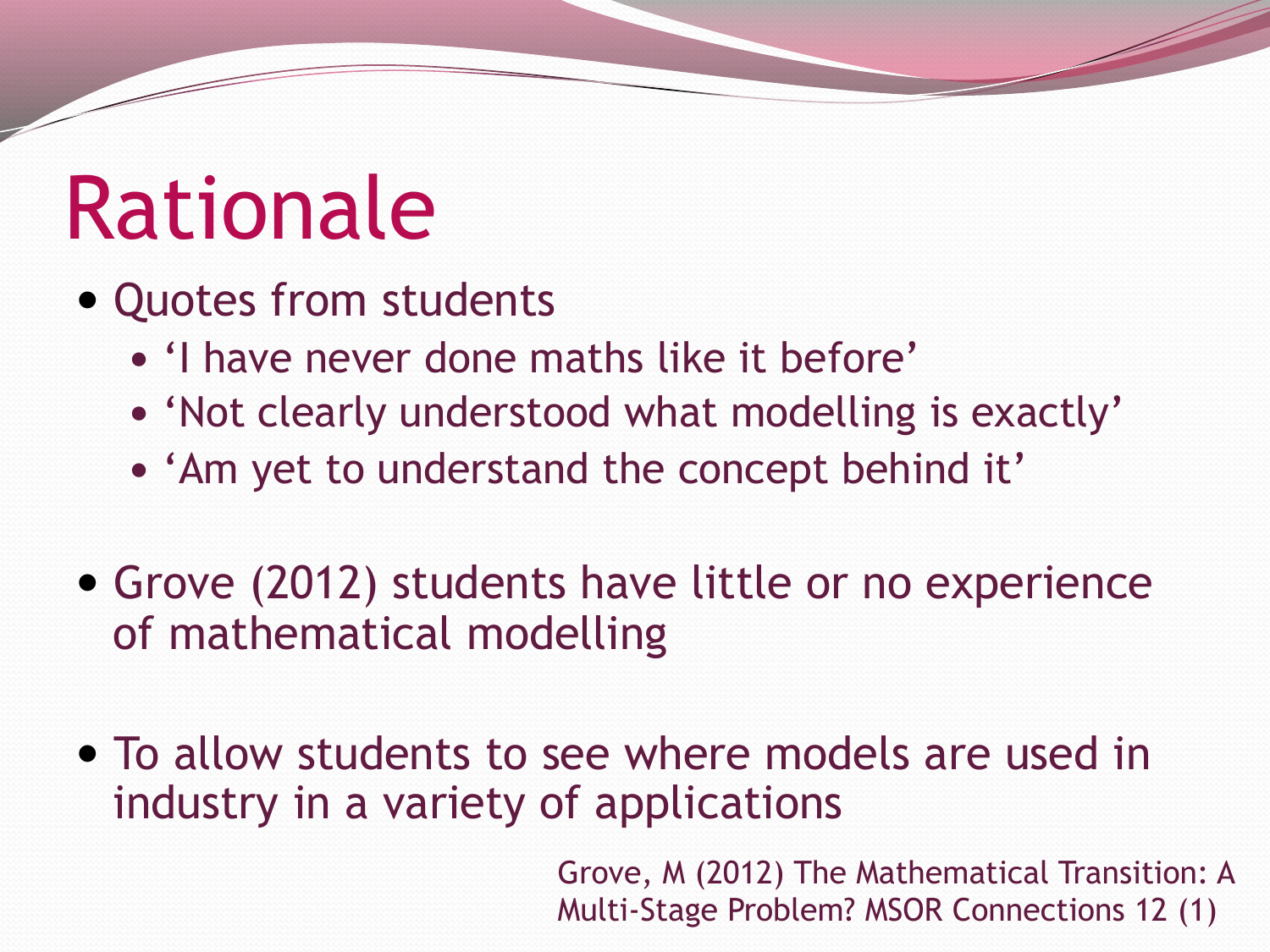# Rationale

- Quotes from students
  - 'I have never done maths like it before'
  - 'Not clearly understood what modelling is exactly'
  - 'Am yet to understand the concept behind it'

- Grove (2012) students have little or no experience of mathematical modelling

- To allow students to see where models are used in industry in a variety of applications

Grove, M (2012) The Mathematical Transition: A Multi-Stage Problem? MSOR Connections 12 (1)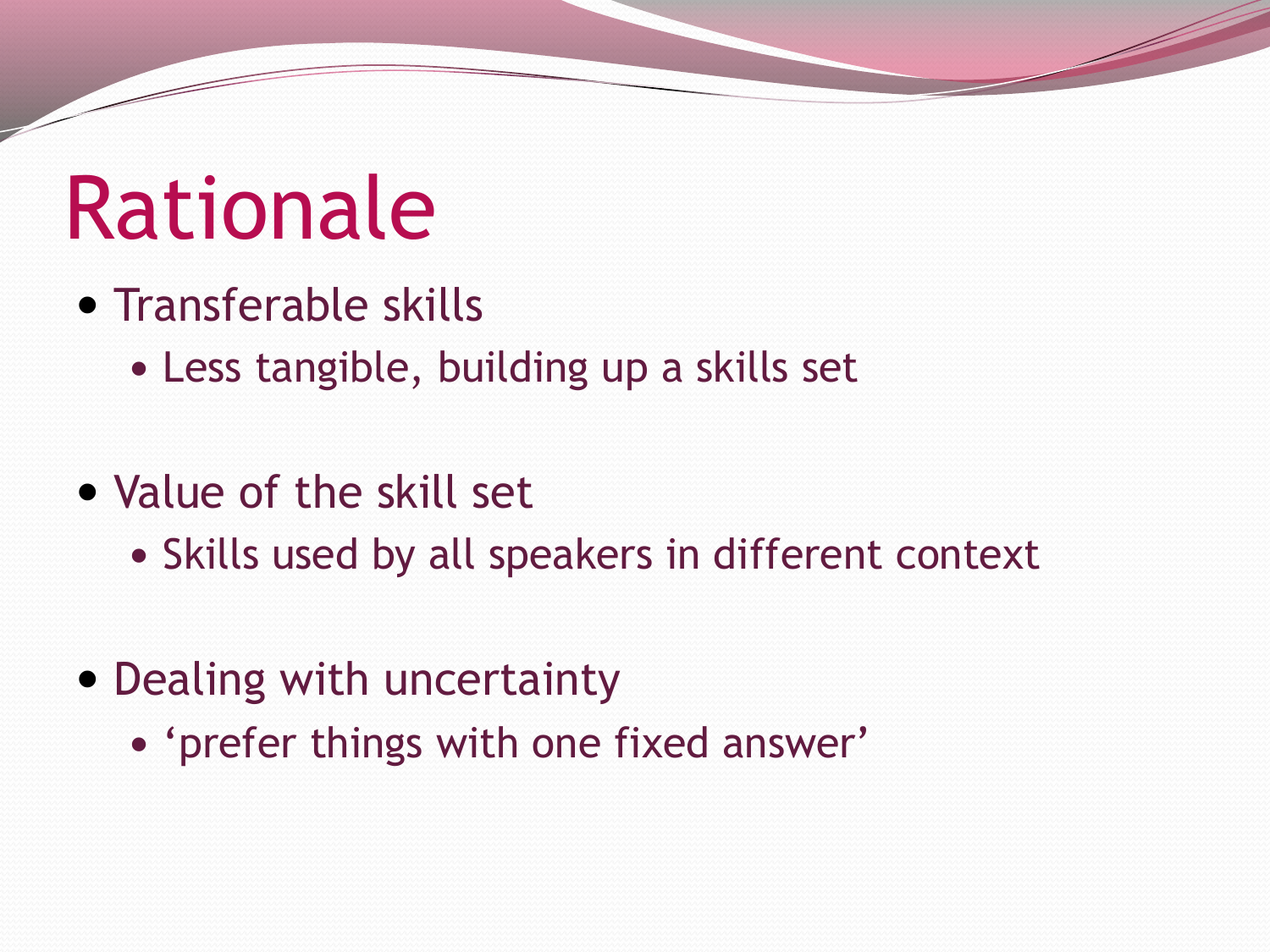# Rationale

- Transferable skills
  - Less tangible, building up a skills set
- Value of the skill set
  - Skills used by all speakers in different context
- Dealing with uncertainty
  - ‘prefer things with one fixed answer’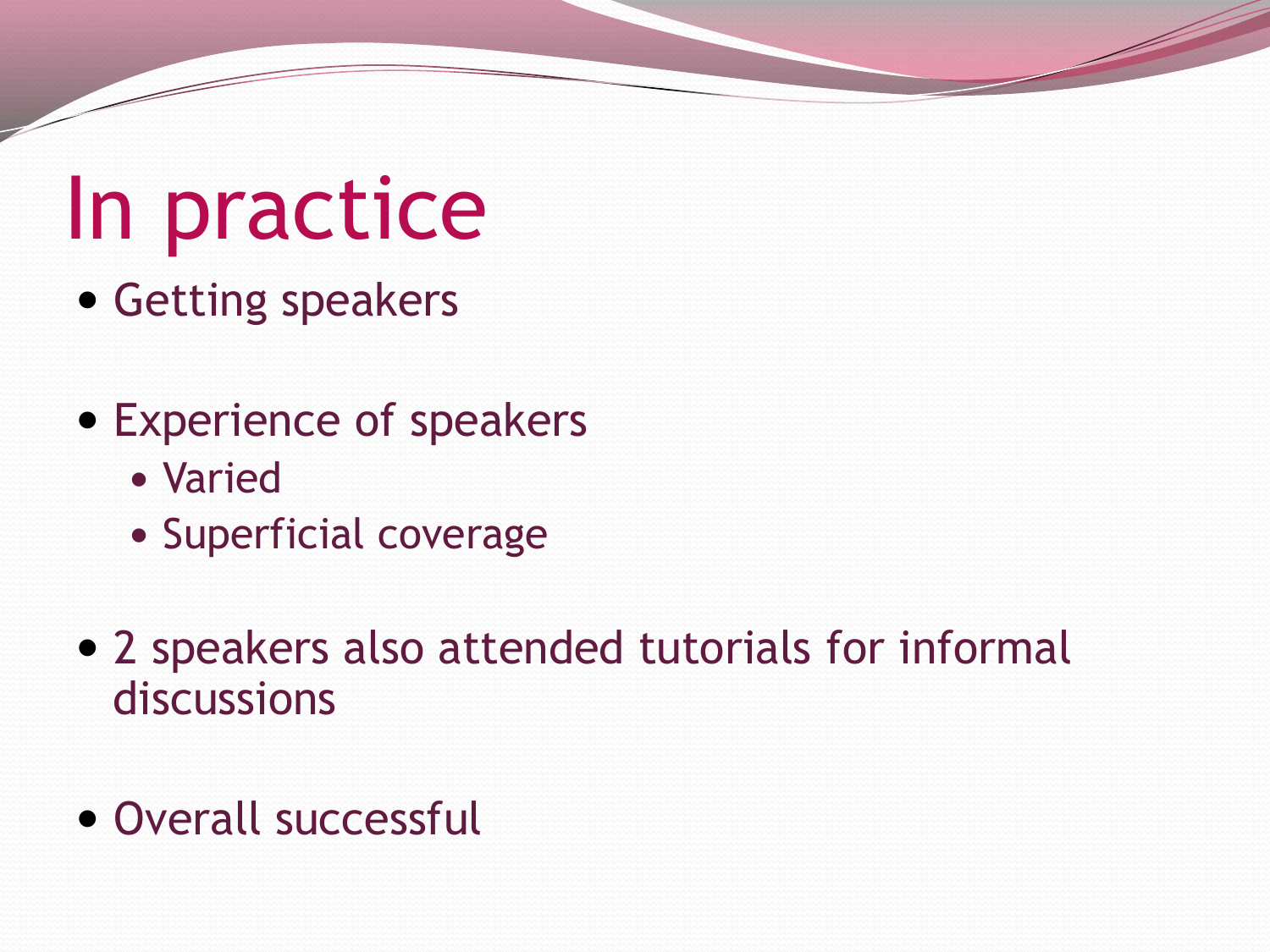# In practice

- Getting speakers
- Experience of speakers
  - Varied
  - Superficial coverage
- 2 speakers also attended tutorials for informal discussions
- Overall successful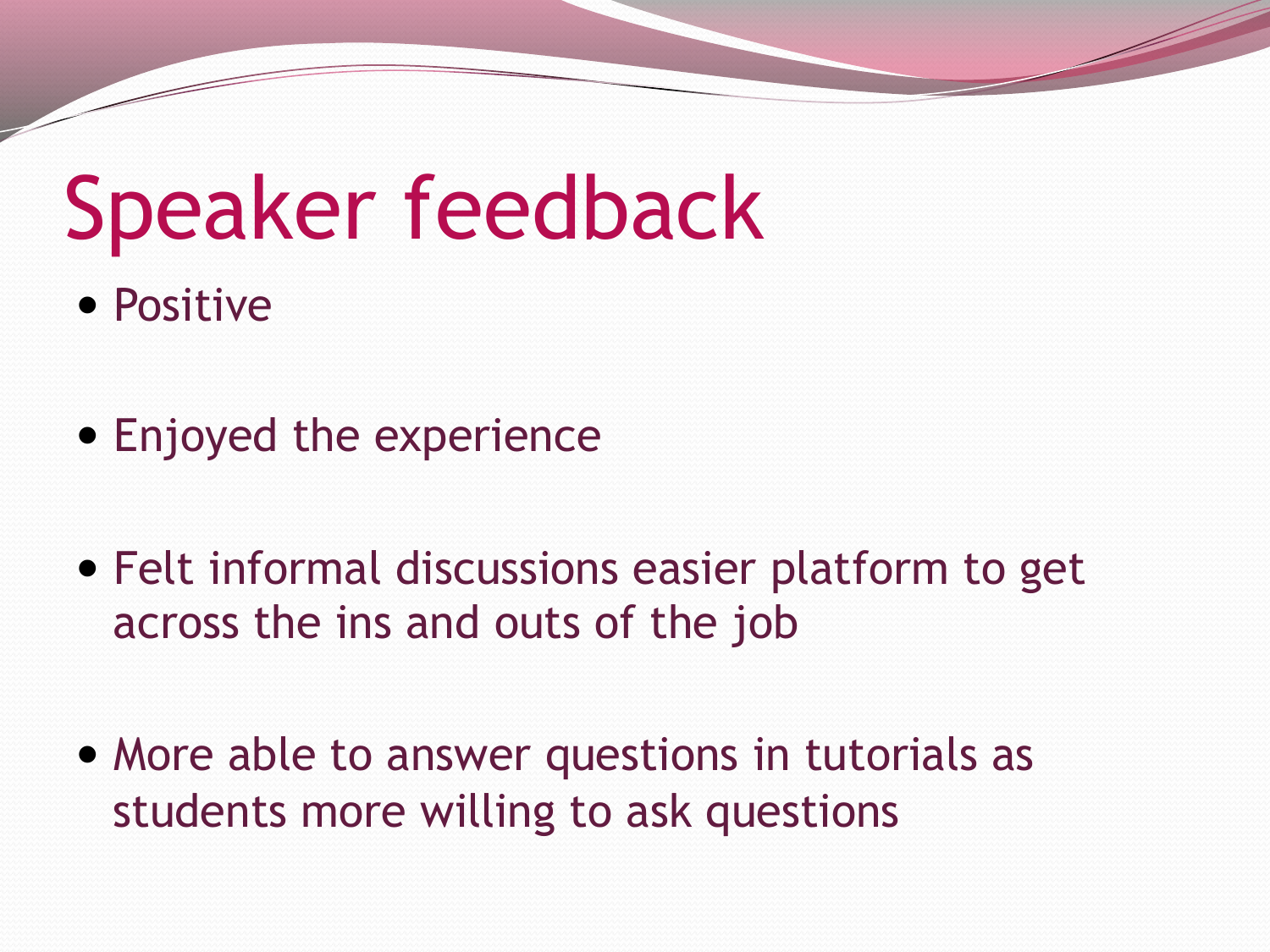# Speaker feedback

- Positive
- Enjoyed the experience
- Felt informal discussions easier platform to get across the ins and outs of the job
- More able to answer questions in tutorials as students more willing to ask questions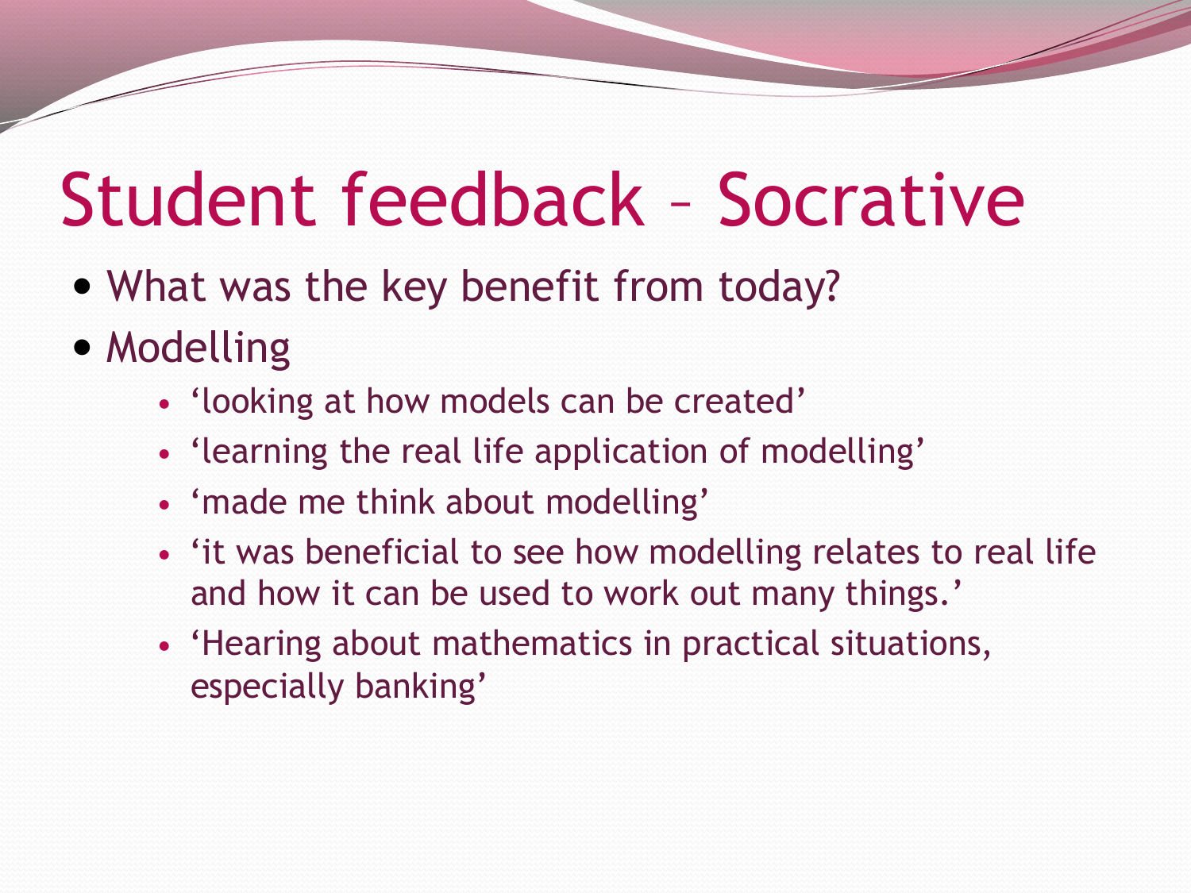# Student feedback – Socrative

- What was the key benefit from today?
- Modelling
  - ‘looking at how models can be created’
  - ‘learning the real life application of modelling’
  - ‘made me think about modelling’
  - ‘it was beneficial to see how modelling relates to real life and how it can be used to work out many things.’
  - ‘Hearing about mathematics in practical situations, especially banking’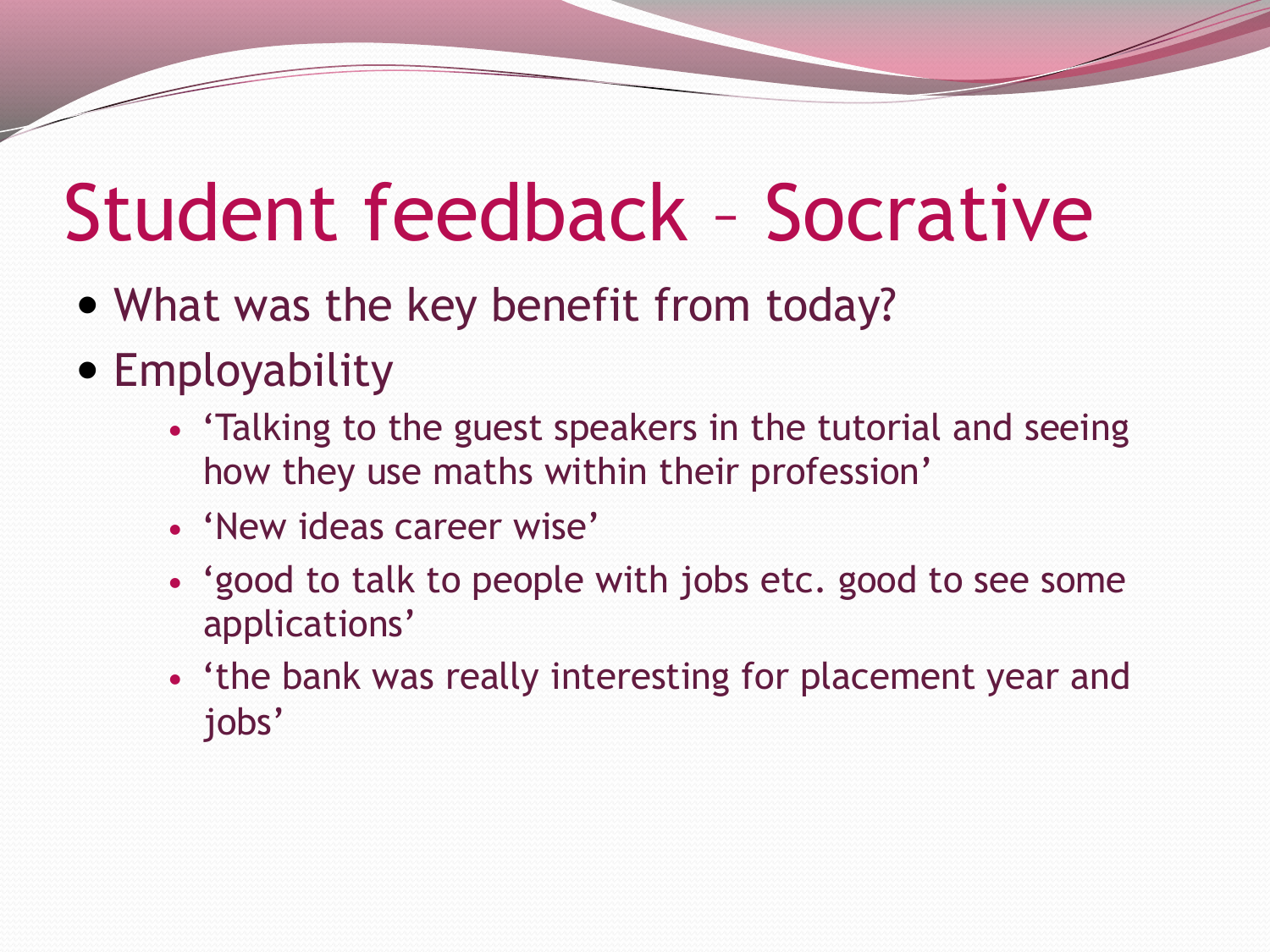# Student feedback – Socrative

- What was the key benefit from today?
- Employability
  - ‘Talking to the guest speakers in the tutorial and seeing how they use maths within their profession’
  - ‘New ideas career wise’
  - ‘good to talk to people with jobs etc. good to see some applications’
  - ‘the bank was really interesting for placement year and jobs’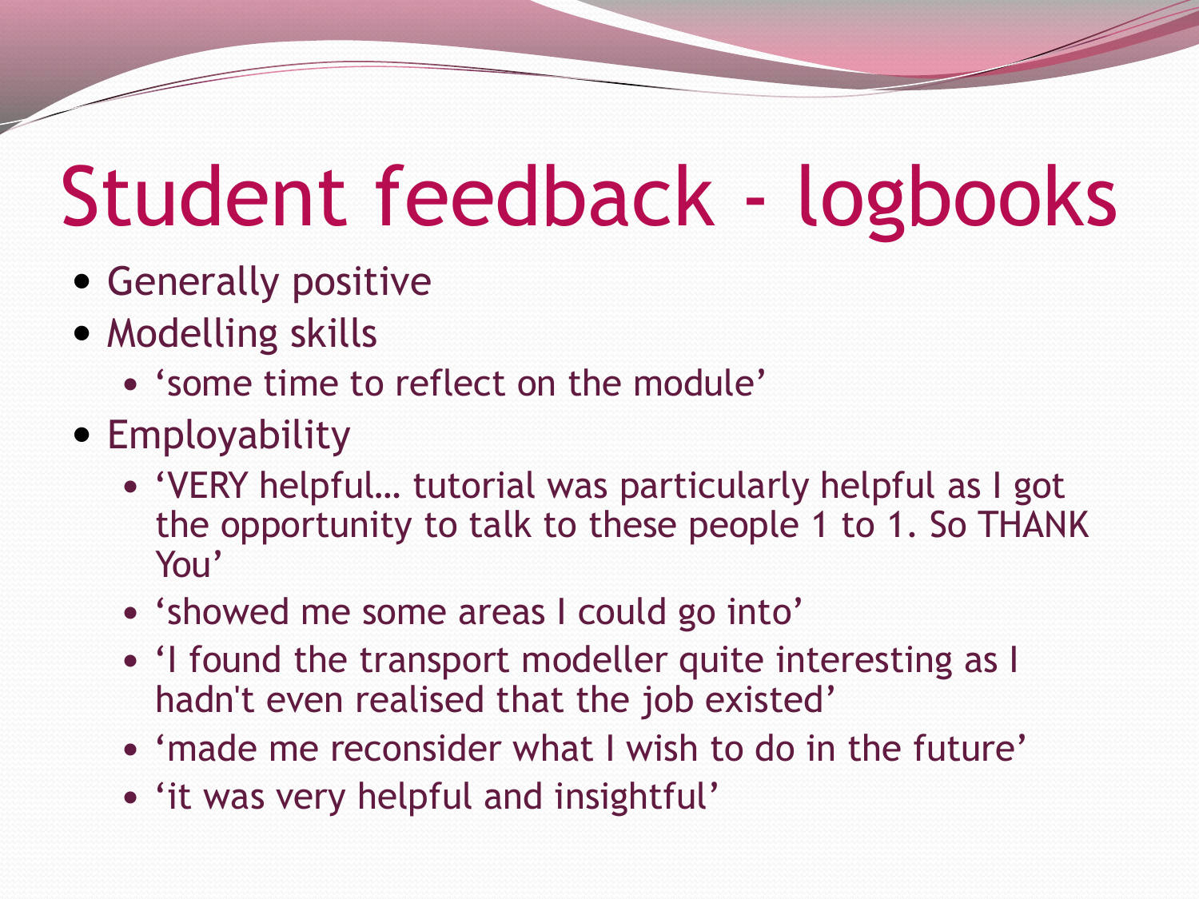# Student feedback - logbooks

- Generally positive
- Modelling skills
  - 'some time to reflect on the module'
- Employability
  - 'VERY helpful… tutorial was particularly helpful as I got the opportunity to talk to these people 1 to 1. So THANK You'
  - 'showed me some areas I could go into'
  - 'I found the transport modeller quite interesting as I hadn't even realised that the job existed'
  - 'made me reconsider what I wish to do in the future'
  - 'it was very helpful and insightful'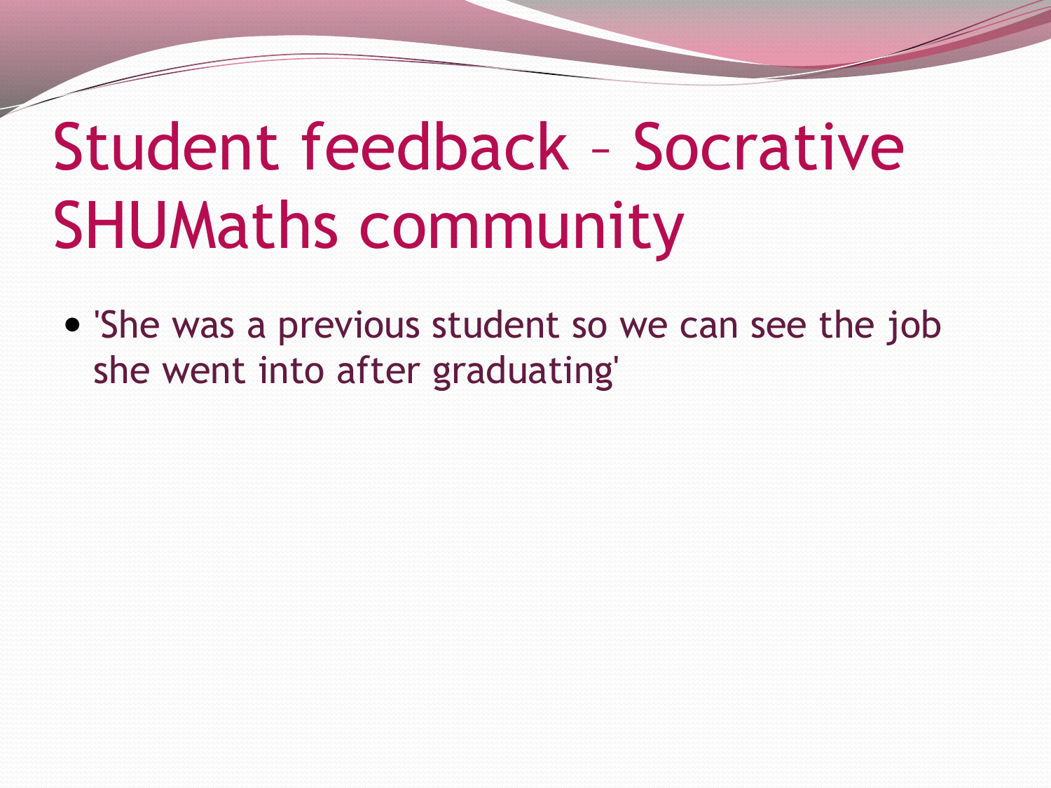# Student feedback – Socrative SHUMaths community

- 'She was a previous student so we can see the job she went into after graduating'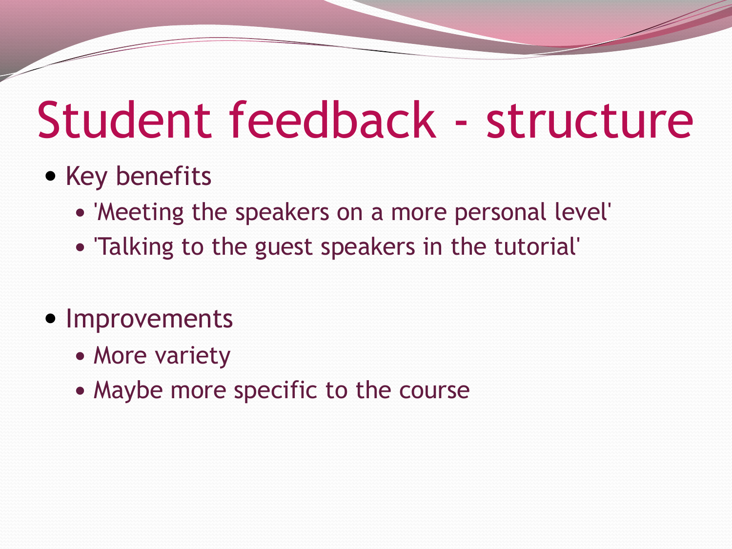# Student feedback - structure

- Key benefits
  - 'Meeting the speakers on a more personal level'
  - 'Talking to the guest speakers in the tutorial'

- Improvements
  - More variety
  - Maybe more specific to the course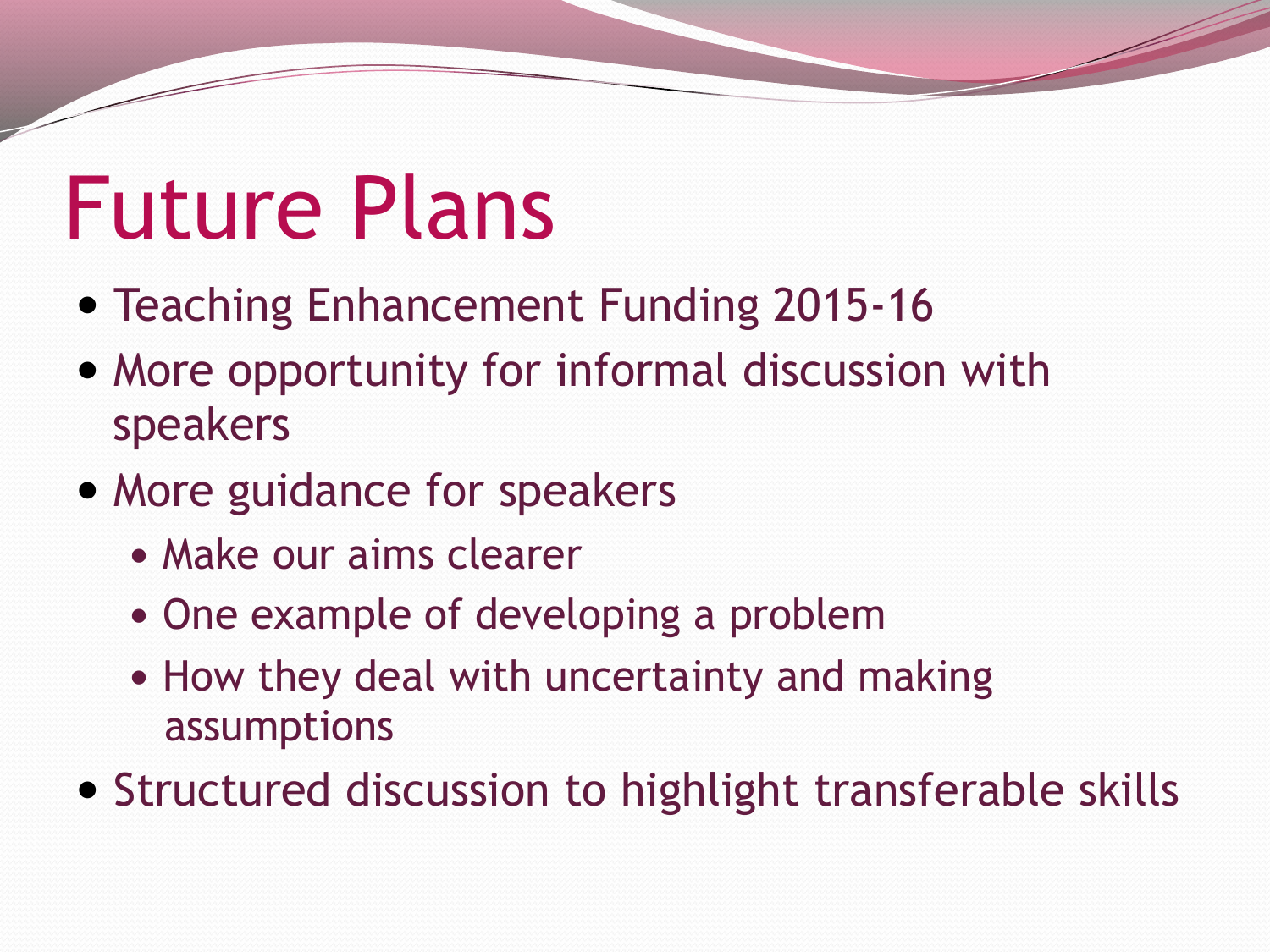# Future Plans

- Teaching Enhancement Funding 2015-16
- More opportunity for informal discussion with speakers
- More guidance for speakers
  - Make our aims clearer
  - One example of developing a problem
  - How they deal with uncertainty and making assumptions
- Structured discussion to highlight transferable skills